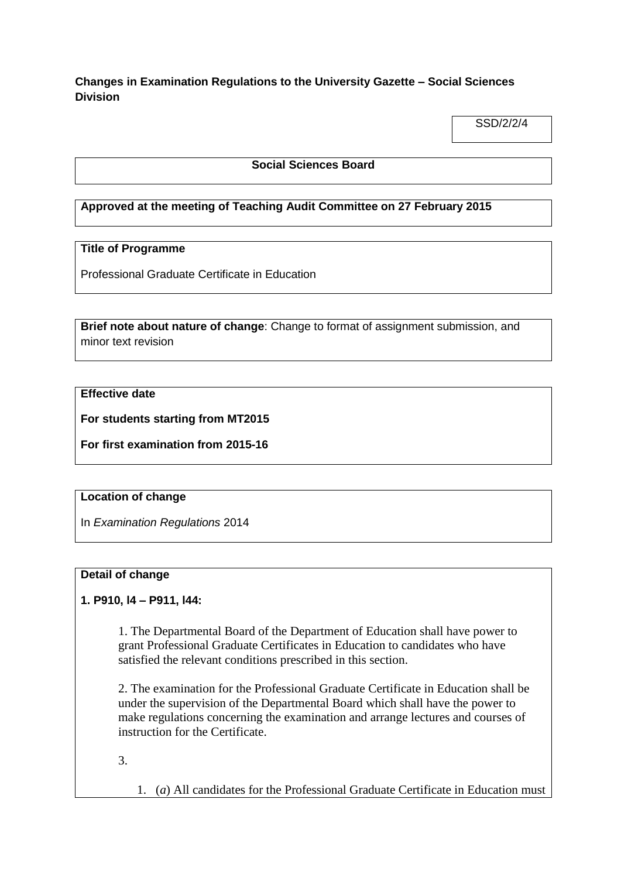**Changes in Examination Regulations to the University Gazette – Social Sciences Division**

SSD/2/2/4

**Social Sciences Board**

**Approved at the meeting of Teaching Audit Committee on 27 February 2015**

**Title of Programme**

Professional Graduate Certificate in Education

**Brief note about nature of change**: Change to format of assignment submission, and minor text revision

**Effective date**

**For students starting from MT2015**

**For first examination from 2015-16**

**Location of change**

In *Examination Regulations* 2014

**Detail of change**

**1. P910, l4 – P911, l44:**

1. The Departmental Board of the Department of Education shall have power to grant Professional Graduate Certificates in Education to candidates who have satisfied the relevant conditions prescribed in this section.

2. The examination for the Professional Graduate Certificate in Education shall be under the supervision of the Departmental Board which shall have the power to make regulations concerning the examination and arrange lectures and courses of instruction for the Certificate.

3.

1. (*a*) All candidates for the Professional Graduate Certificate in Education must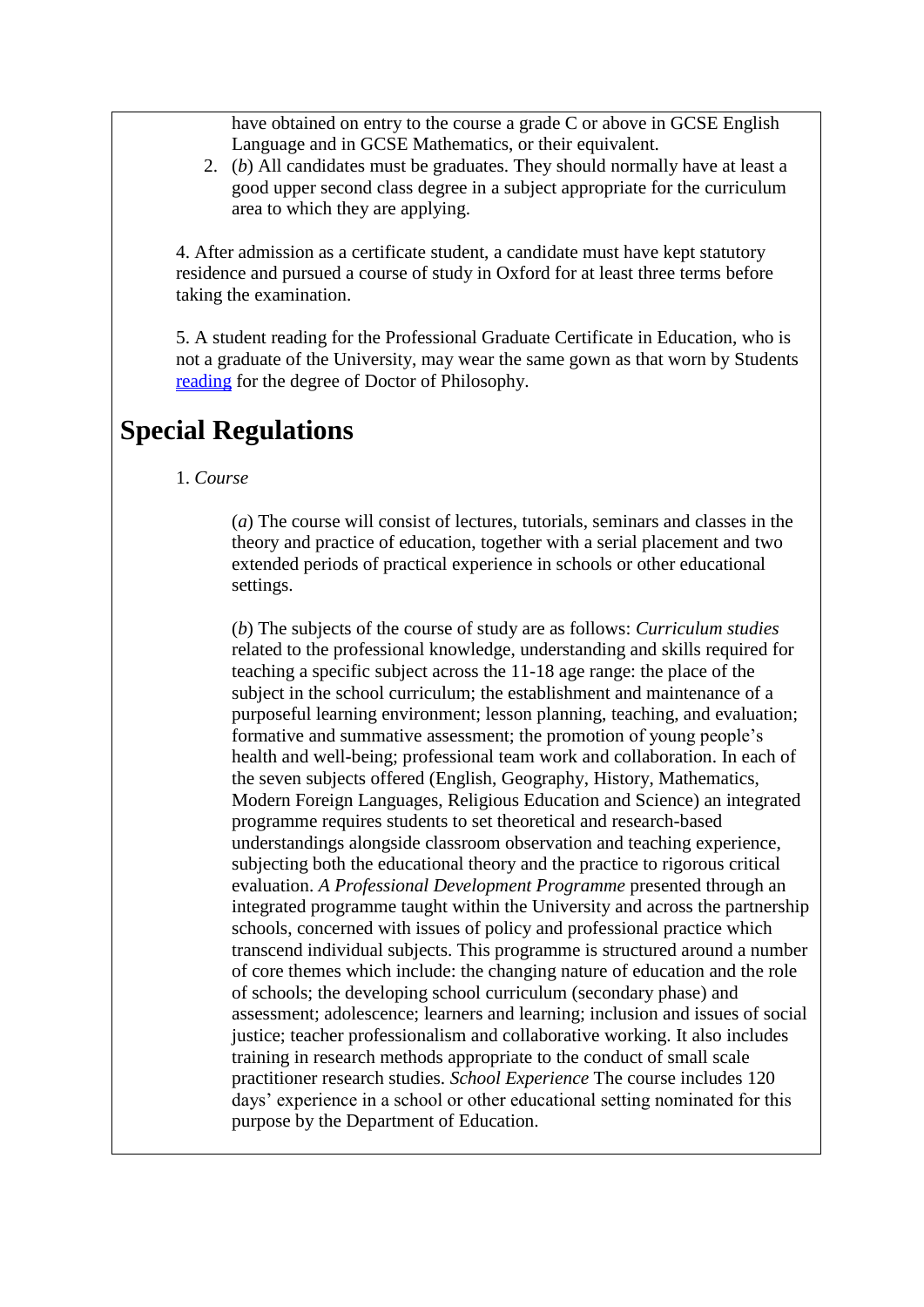have obtained on entry to the course a grade C or above in GCSE English Language and in GCSE Mathematics, or their equivalent.

2. (*b*) All candidates must be graduates. They should normally have at least a good upper second class degree in a subject appropriate for the curriculum area to which they are applying.

4. After admission as a certificate student, a candidate must have kept statutory residence and pursued a course of study in Oxford for at least three terms before taking the examination.

5. A student reading for the Professional Graduate Certificate in Education, who is not a graduate of the University, may wear the same gown as that worn by Students reading for the degree of Doctor of Philosophy.

# Special Regulations

1. *Course*

(*a*) The course will consist of lectures, tutorials, seminars and classes in the theory and practice of education, together with a serial placement and two extended periods of practical experience in schools or other educational settings.

(*b*) The subjects of the course of study are as follows: *Curriculum studies* related to the professional knowledge, understanding and skills required for teaching a specific subject across the 11-18 age range: the place of the subject in the school curriculum; the establishment and maintenance of a purposeful learning environment; lesson planning, teaching, and evaluation; formative and summative assessment; the promotion of young people's health and well-being; professional team work and collaboration. In each of the seven subjects offered (English, Geography, History, Mathematics, Modern Foreign Languages, Religious Education and Science) an integrated programme requires students to set theoretical and research-based understandings alongside classroom observation and teaching experience, subjecting both the educational theory and the practice to rigorous critical evaluation. *A Professional Development Programme* presented through an integrated programme taught within the University and across the partnership schools, concerned with issues of policy and professional practice which transcend individual subjects. This programme is structured around a number of core themes which include: the changing nature of education and the role of schools; the developing school curriculum (secondary phase) and assessment; adolescence; learners and learning; inclusion and issues of social justice; teacher professionalism and collaborative working. It also includes training in research methods appropriate to the conduct of small scale practitioner research studies. *School Experience* The course includes 120 days' experience in a school or other educational setting nominated for this purpose by the Department of Education.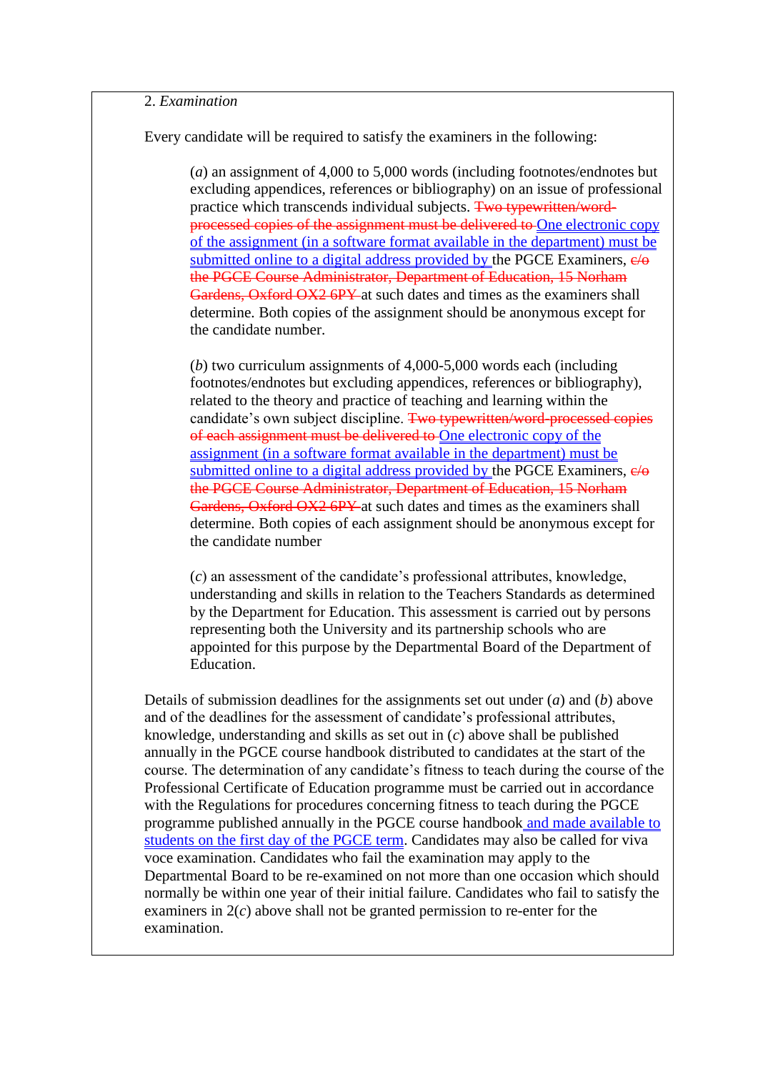2. *Examination*

Every candidate will be required to satisfy the examiners in the following:

> (*a*) an assignment of 4,000 to 5,000 words (including footnotes/endnotes but excluding appendices, references or bibliography) on an issue of professional practice which transcends individual subjects. ~~Two typewritten/word-processed copies of the assignment must be delivered to~~ One electronic copy of the assignment (in a software format available in the department) must be submitted online to a digital address provided by the PGCE Examiners, ~~c/o the PGCE Course Administrator, Department of Education, 15 Norham Gardens, Oxford OX2 6PY~~ at such dates and times as the examiners shall determine. Both copies of the assignment should be anonymous except for the candidate number.
>
> (*b*) two curriculum assignments of 4,000-5,000 words each (including footnotes/endnotes but excluding appendices, references or bibliography), related to the theory and practice of teaching and learning within the candidate's own subject discipline. ~~Two typewritten/word-processed copies of each assignment must be delivered to~~ One electronic copy of the assignment (in a software format available in the department) must be submitted online to a digital address provided by the PGCE Examiners, ~~c/o the PGCE Course Administrator, Department of Education, 15 Norham Gardens, Oxford OX2 6PY~~ at such dates and times as the examiners shall determine. Both copies of each assignment should be anonymous except for the candidate number
>
> (*c*) an assessment of the candidate's professional attributes, knowledge, understanding and skills in relation to the Teachers Standards as determined by the Department for Education. This assessment is carried out by persons representing both the University and its partnership schools who are appointed for this purpose by the Departmental Board of the Department of Education.

Details of submission deadlines for the assignments set out under (*a*) and (*b*) above and of the deadlines for the assessment of candidate's professional attributes, knowledge, understanding and skills as set out in (*c*) above shall be published annually in the PGCE course handbook distributed to candidates at the start of the course. The determination of any candidate's fitness to teach during the course of the Professional Certificate of Education programme must be carried out in accordance with the Regulations for procedures concerning fitness to teach during the PGCE programme published annually in the PGCE course handbook and made available to students on the first day of the PGCE term. Candidates may also be called for viva voce examination. Candidates who fail the examination may apply to the Departmental Board to be re-examined on not more than one occasion which should normally be within one year of their initial failure. Candidates who fail to satisfy the examiners in 2(*c*) above shall not be granted permission to re-enter for the examination.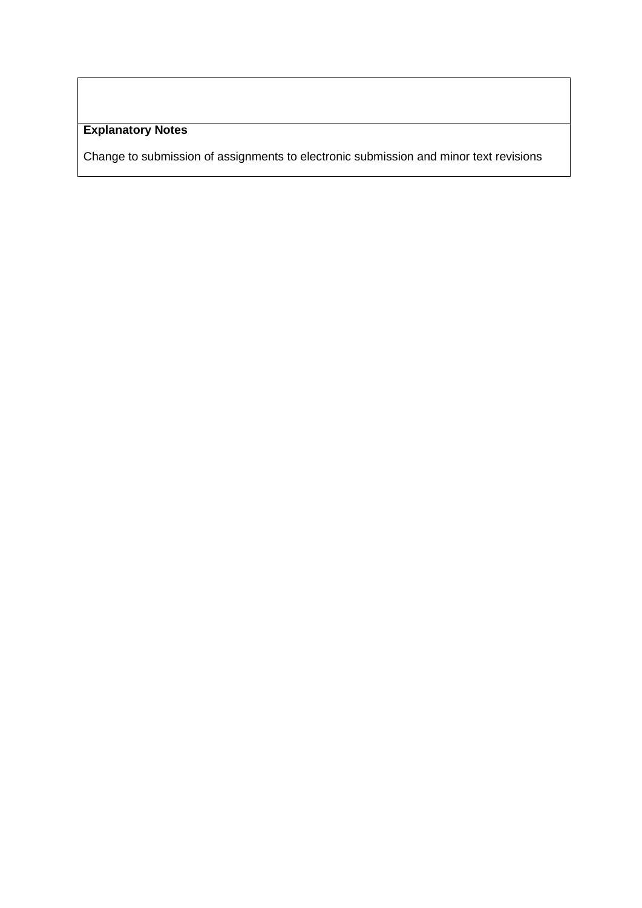**Explanatory Notes**

Change to submission of assignments to electronic submission and minor text revisions